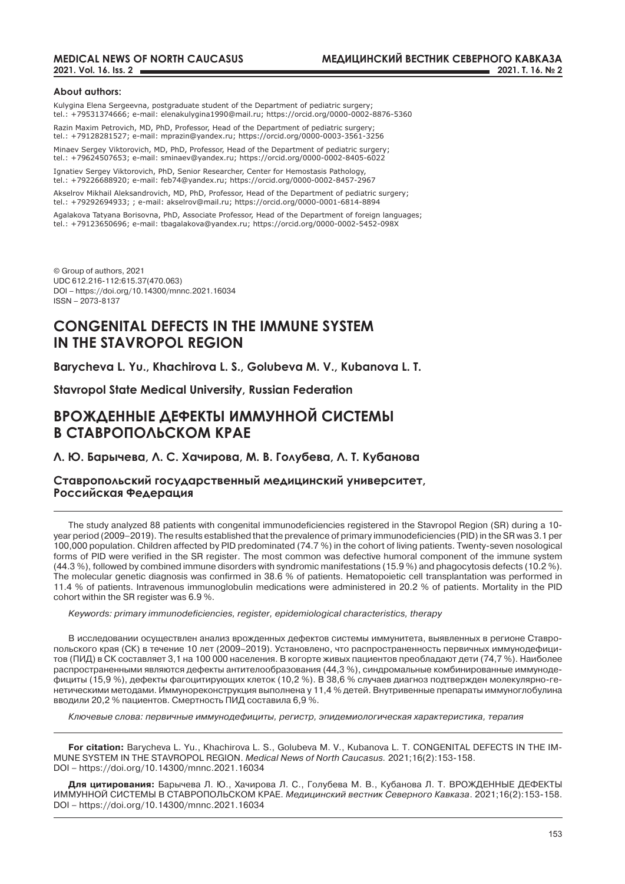**About authors:**

Kulygina Elena Sergeevna, postgraduate student of the Department of pediatric surgery;
tel.: +79531374666; e-mail: elenakulygina1990@mail.ru; https://orcid.org/0000-0002-8876-5360

Razin Maxim Petrovich, MD, PhD, Professor, Head of the Department of pediatric surgery;
tel.: +79128281527; e-mail: mprazin@yandex.ru; https://orcid.org/0000-0003-3561-3256

Minaev Sergey Viktorovich, MD, PhD, Professor, Head of the Department of pediatric surgery;
tel.: +79624507653; e-mail: sminaev@yandex.ru; https://orcid.org/0000-0002-8405-6022

Ignatiev Sergey Viktorovich, PhD, Senior Researcher, Center for Hemostasis Pathology,
tel.: +79226688920; e-mail: feb74@yandex.ru; https://orcid.org/0000-0002-8457-2967

Akselrov Mikhail Aleksandrovich, MD, PhD, Professor, Head of the Department of pediatric surgery;
tel.: +79292694933; ; e-mail: akselrov@mail.ru; https://orcid.org/0000-0001-6814-8894

Agalakova Tatyana Borisovna, PhD, Associate Professor, Head of the Department of foreign languages;
tel.: +79123650696; e-mail: tbagalakova@yandex.ru; https://orcid.org/0000-0002-5452-098X

© Group of authors, 2021
UDC 612.216-112:615.37(470.063)
DOI – https://doi.org/10.14300/mnnc.2021.16034
ISSN – 2073-8137

# CONGENITAL DEFECTS IN THE IMMUNE SYSTEM IN THE STAVROPOL REGION

**Barycheva L. Yu., Khachirova L. S., Golubeva M. V., Kubanova L. T.**

**Stavropol State Medical University, Russian Federation**

# ВРОЖДЕННЫЕ ДЕФЕКТЫ ИММУННОЙ СИСТЕМЫ В СТАВРОПОЛЬСКОМ КРАЕ

**Л. Ю. Барычева, Л. С. Хачирова, М. В. Голубева, Л. Т. Кубанова**

**Ставропольский государственный медицинский университет, Российская Федерация**

The study analyzed 88 patients with congenital immunodeficiencies registered in the Stavropol Region (SR) during a 10-year period (2009–2019). The results established that the prevalence of primary immunodeficiencies (PID) in the SR was 3.1 per 100,000 population. Children affected by PID predominated (74.7 %) in the cohort of living patients. Twenty-seven nosological forms of PID were verified in the SR register. The most common was defective humoral component of the immune system (44.3 %), followed by combined immune disorders with syndromic manifestations (15.9 %) and phagocytosis defects (10.2 %). The molecular genetic diagnosis was confirmed in 38.6 % of patients. Hematopoietic cell transplantation was performed in 11.4 % of patients. Intravenous immunoglobulin medications were administered in 20.2 % of patients. Mortality in the PID cohort within the SR register was 6.9 %.

*Keywords: primary immunodeficiencies, register, epidemiological characteristics, therapy*

В исследовании осуществлен анализ врожденных дефектов системы иммунитета, выявленных в регионе Ставропольского края (СК) в течение 10 лет (2009–2019). Установлено, что распространенность первичных иммунодефицитов (ПИД) в СК составляет 3,1 на 100 000 населения. В когорте живых пациентов преобладают дети (74,7 %). Наиболее распространенными являются дефекты антителообразования (44,3 %), синдромальные комбинированные иммунодефициты (15,9 %), дефекты фагоцитирующих клеток (10,2 %). В 38,6 % случаев диагноз подтвержден молекулярно-генетическими методами. Иммунореконструкция выполнена у 11,4 % детей. Внутривенные препараты иммуноглобулина вводили 20,2 % пациентов. Смертность ПИД составила 6,9 %.

*Ключевые слова: первичные иммунодефициты, регистр, эпидемиологическая характеристика, терапия*

**For citation:** Barycheva L. Yu., Khachirova L. S., Golubeva M. V., Kubanova L. T. CONGENITAL DEFECTS IN THE IMMUNE SYSTEM IN THE STAVROPOL REGION. *Medical News of North Caucasus.* 2021;16(2):153-158. DOI – https://doi.org/10.14300/mnnc.2021.16034

**Для цитирования:** Барычева Л. Ю., Хачирова Л. С., Голубева М. В., Кубанова Л. Т. ВРОЖДЕННЫЕ ДЕФЕКТЫ ИММУННОЙ СИСТЕМЫ В СТАВРОПОЛЬСКОМ КРАЕ. *Медицинский вестник Северного Кавказа.* 2021;16(2):153-158. DOI – https://doi.org/10.14300/mnnc.2021.16034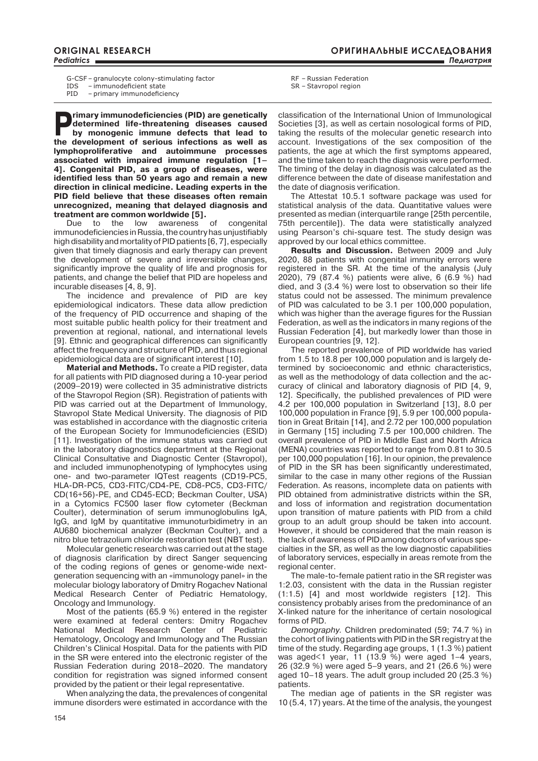G-CSF – granulocyte colony-stimulating factor
IDS – immunodeficient state
PID – primary immunodeficiency

RF – Russian Federation
SR – Stavropol region

**Primary immunodeficiencies (PID) are genetically determined life-threatening diseases caused by monogenic immune defects that lead to the development of serious infections as well as lymphoproliferative and autoimmune processes associated with impaired immune regulation [1–4]. Congenital PID, as a group of diseases, were identified less than 50 years ago and remain a new direction in clinical medicine. Leading experts in the PID field believe that these diseases often remain unrecognized, meaning that delayed diagnosis and treatment are common worldwide [5].**

Due to the low awareness of congenital immunodeficiencies in Russia, the country has unjustifiably high disability and mortality of PID patients [6, 7], especially given that timely diagnosis and early therapy can prevent the development of severe and irreversible changes, significantly improve the quality of life and prognosis for patients, and change the belief that PID are hopeless and incurable diseases [4, 8, 9].

The incidence and prevalence of PID are key epidemiological indicators. These data allow prediction of the frequency of PID occurrence and shaping of the most suitable public health policy for their treatment and prevention at regional, national, and international levels [9]. Ethnic and geographical differences can significantly affect the frequency and structure of PID, and thus regional epidemiological data are of significant interest [10].

**Material and Methods.** To create a PID register, data for all patients with PID diagnosed during a 10-year period (2009–2019) were collected in 35 administrative districts of the Stavropol Region (SR). Registration of patients with PID was carried out at the Department of Immunology, Stavropol State Medical University. The diagnosis of PID was established in accordance with the diagnostic criteria of the European Society for Immunodeficiencies (ESID) [11]. Investigation of the immune status was carried out in the laboratory diagnostics department at the Regional Clinical Consultative and Diagnostic Center (Stavropol), and included immunophenotyping of lymphocytes using one- and two-parameter IQTest reagents (CD19-PC5, HLA-DR-PC5, CD3-FITC/CD4-PE, CD8-PC5, CD3-FITC/CD(16+56)-PE, and CD45-ECD; Beckman Coulter, USA) in a Cytomics FC500 laser flow cytometer (Beckman Coulter), determination of serum immunoglobulins IgA, IgG, and IgM by quantitative immunoturbidimetry in an AU680 biochemical analyzer (Beckman Coulter), and a nitro blue tetrazolium chloride restoration test (NBT test).

Molecular genetic research was carried out at the stage of diagnosis clarification by direct Sanger sequencing of the coding regions of genes or genome-wide next-generation sequencing with an «immunology panel» in the molecular biology laboratory of Dmitry Rogachev National Medical Research Center of Pediatric Hematology, Oncology and Immunology.

Most of the patients (65.9 %) entered in the register were examined at federal centers: Dmitry Rogachev National Medical Research Center of Pediatric Hematology, Oncology and Immunology and The Russian Children's Clinical Hospital. Data for the patients with PID in the SR were entered into the electronic register of the Russian Federation during 2018–2020. The mandatory condition for registration was signed informed consent provided by the patient or their legal representative.

When analyzing the data, the prevalences of congenital immune disorders were estimated in accordance with the classification of the International Union of Immunological Societies [3], as well as certain nosological forms of PID, taking the results of the molecular genetic research into account. Investigations of the sex composition of the patients, the age at which the first symptoms appeared, and the time taken to reach the diagnosis were performed. The timing of the delay in diagnosis was calculated as the difference between the date of disease manifestation and the date of diagnosis verification.

The Attestat 10.5.1 software package was used for statistical analysis of the data. Quantitative values were presented as median (interquartile range [25th percentile, 75th percentile]). The data were statistically analyzed using Pearson's chi-square test. The study design was approved by our local ethics committee.

**Results and Discussion.** Between 2009 and July 2020, 88 patients with congenital immunity errors were registered in the SR. At the time of the analysis (July 2020), 79 (87.4 %) patients were alive, 6 (6.9 %) had died, and 3 (3.4 %) were lost to observation so their life status could not be assessed. The minimum prevalence of PID was calculated to be 3.1 per 100,000 population, which was higher than the average figures for the Russian Federation, as well as the indicators in many regions of the Russian Federation [4], but markedly lower than those in European countries [9, 12].

The reported prevalence of PID worldwide has varied from 1.5 to 18.8 per 100,000 population and is largely determined by socioeconomic and ethnic characteristics, as well as the methodology of data collection and the accuracy of clinical and laboratory diagnosis of PID [4, 9, 12]. Specifically, the published prevalences of PID were 4.2 per 100,000 population in Switzerland [13], 8.0 per 100,000 population in France [9], 5.9 per 100,000 population in Great Britain [14], and 2.72 per 100,000 population in Germany [15] including 7.5 per 100,000 children. The overall prevalence of PID in Middle East and North Africa (MENA) countries was reported to range from 0.81 to 30.5 per 100,000 population [16]. In our opinion, the prevalence of PID in the SR has been significantly underestimated, similar to the case in many other regions of the Russian Federation. As reasons, incomplete data on patients with PID obtained from administrative districts within the SR, and loss of information and registration documentation upon transition of mature patients with PID from a child group to an adult group should be taken into account. However, it should be considered that the main reason is the lack of awareness of PID among doctors of various specialties in the SR, as well as the low diagnostic capabilities of laboratory services, especially in areas remote from the regional center.

The male-to-female patient ratio in the SR register was 1:2.03, consistent with the data in the Russian register (1:1.5) [4] and most worldwide registers [12]. This consistency probably arises from the predominance of an X-linked nature for the inheritance of certain nosological forms of PID.

*Demography.* Children predominated (59; 74.7 %) in the cohort of living patients with PID in the SR registry at the time of the study. Regarding age groups, 1 (1.3 %) patient was aged<1 year, 11 (13.9 %) were aged 1–4 years, 26 (32.9 %) were aged 5–9 years, and 21 (26.6 %) were aged 10–18 years. The adult group included 20 (25.3 %) patients.

The median age of patients in the SR register was 10 (5.4, 17) years. At the time of the analysis, the youngest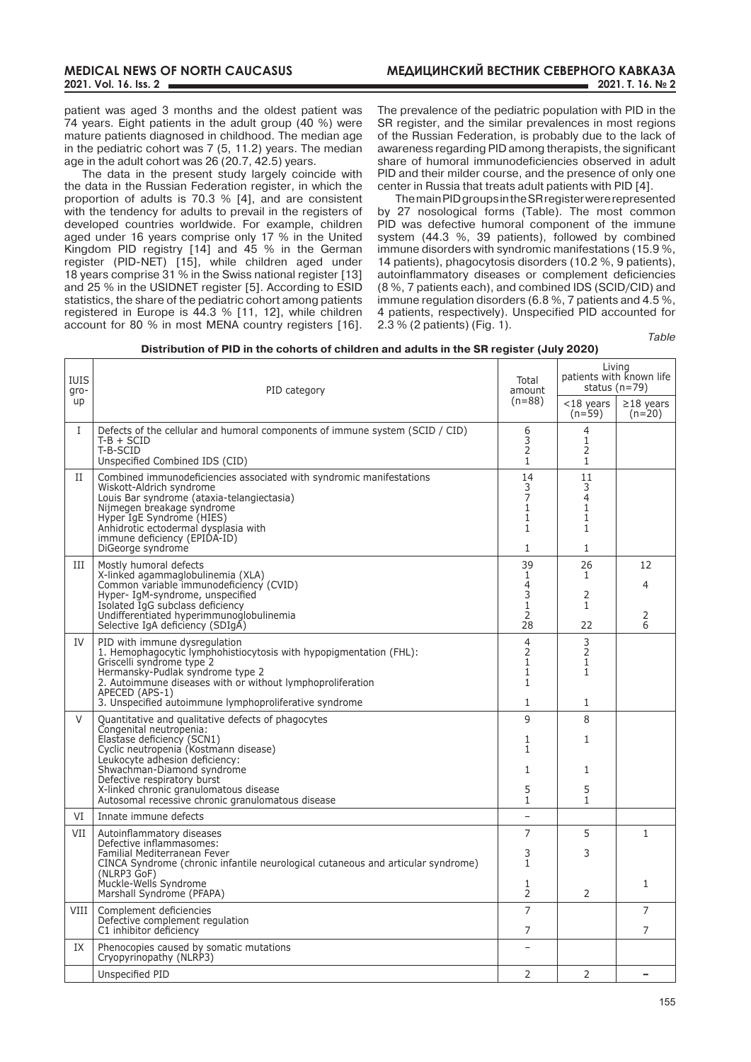patient was aged 3 months and the oldest patient was 74 years. Eight patients in the adult group (40 %) were mature patients diagnosed in childhood. The median age in the pediatric cohort was 7 (5, 11.2) years. The median age in the adult cohort was 26 (20.7, 42.5) years.

The data in the present study largely coincide with the data in the Russian Federation register, in which the proportion of adults is 70.3 % [4], and are consistent with the tendency for adults to prevail in the registers of developed countries worldwide. For example, children aged under 16 years comprise only 17 % in the United Kingdom PID registry [14] and 45 % in the German register (PID-NET) [15], while children aged under 18 years comprise 31 % in the Swiss national register [13] and 25 % in the USIDNET register [5]. According to ESID statistics, the share of the pediatric cohort among patients registered in Europe is 44.3 % [11, 12], while children account for 80 % in most MENA country registers [16]. The prevalence of the pediatric population with PID in the SR register, and the similar prevalences in most regions of the Russian Federation, is probably due to the lack of awareness regarding PID among therapists, the significant share of humoral immunodeficiencies observed in adult PID and their milder course, and the presence of only one center in Russia that treats adult patients with PID [4].

The main PID groups in the SR register were represented by 27 nosological forms (Table). The most common PID was defective humoral component of the immune system (44.3 %, 39 patients), followed by combined immune disorders with syndromic manifestations (15.9 %, 14 patients), phagocytosis disorders (10.2 %, 9 patients), autoinflammatory diseases or complement deficiencies (8 %, 7 patients each), and combined IDS (SCID/CID) and immune regulation disorders (6.8 %, 7 patients and 4.5 %, 4 patients, respectively). Unspecified PID accounted for 2.3 % (2 patients) (Fig. 1).

*Table*

**Distribution of PID in the cohorts of children and adults in the SR register (July 2020)**

| IUIS group | PID category | Total amount (n=88) | Living patients with known life status (n=79) | |
|---|---|---|---|---|
| | | | <18 years (n=59) | ≥18 years (n=20) |
| I | Defects of the cellular and humoral components of immune system (SCID / CID) | 6 | 4 | |
| | T-B + SCID | 3 | 1 | |
| | T-B-SCID | 2 | 2 | |
| | Unspecified Combined IDS (CID) | 1 | 1 | |
| II | Combined immunodeficiencies associated with syndromic manifestations | 14 | 11 | |
| | Wiskott-Aldrich syndrome | 3 | 3 | |
| | Louis Bar syndrome (ataxia-telangiectasia) | 7 | 4 | |
| | Nijmegen breakage syndrome | 1 | 1 | |
| | Hyper IgE Syndrome (HIES) | 1 | 1 | |
| | Anhidrotic ectodermal dysplasia with immune deficiency (EPIDA-ID) | 1 | 1 | |
| | DiGeorge syndrome | 1 | 1 | |
| III | Mostly humoral defects | 39 | 26 | 12 |
| | X-linked agammaglobulinemia (XLA) | 1 | 1 | |
| | Common variable immunodeficiency (CVID) | 4 | | 4 |
| | Hyper- IgM-syndrome, unspecified | 3 | 2 | |
| | Isolated IgG subclass deficiency | 1 | 1 | |
| | Undifferentiated hyperimmunoglobulinemia | 2 | | 2 |
| | Selective IgA deficiency (SDIgA) | 28 | 22 | 6 |
| IV | PID with immune dysregulation | 4 | 3 | |
| | 1. Hemophagocytic lymphohistiocytosis with hypopigmentation (FHL): | 2 | 2 | |
| | Griscelli syndrome type 2 | 1 | 1 | |
| | Hermansky-Pudlak syndrome type 2 | 1 | 1 | |
| | 2. Autoimmune diseases with or without lymphoproliferation | 1 | | |
| | APECED (APS-1) | | | |
| | 3. Unspecified autoimmune lymphoproliferative syndrome | 1 | 1 | |
| V | Quantitative and qualitative defects of phagocytes | 9 | 8 | |
| | Congenital neutropenia: | | | |
| | Elastase deficiency (SCN1) | 1 | 1 | |
| | Cyclic neutropenia (Kostmann disease) | 1 | | |
| | Leukocyte adhesion deficiency: | | | |
| | Shwachman-Diamond syndrome | 1 | 1 | |
| | Defective respiratory burst | | | |
| | X-linked chronic granulomatous disease | 5 | 5 | |
| | Autosomal recessive chronic granulomatous disease | 1 | 1 | |
| VI | Innate immune defects | – | | |
| VII | Autoinflammatory diseases | 7 | 5 | 1 |
| | Defective inflammasomes: | | | |
| | Familial Mediterranean Fever | 3 | 3 | |
| | CINCA Syndrome (chronic infantile neurological cutaneous and articular syndrome) (NLRP3 GoF) | 1 | | |
| | Muckle-Wells Syndrome | 1 | | 1 |
| | Marshall Syndrome (PFAPA) | 2 | 2 | |
| VIII | Complement deficiencies | 7 | | 7 |
| | Defective complement regulation | | | |
| | C1 inhibitor deficiency | 7 | | 7 |
| IX | Phenocopies caused by somatic mutations | – | | |
| | Cryopyrinopathy (NLRP3) | | | |
| | Unspecified PID | 2 | 2 | – |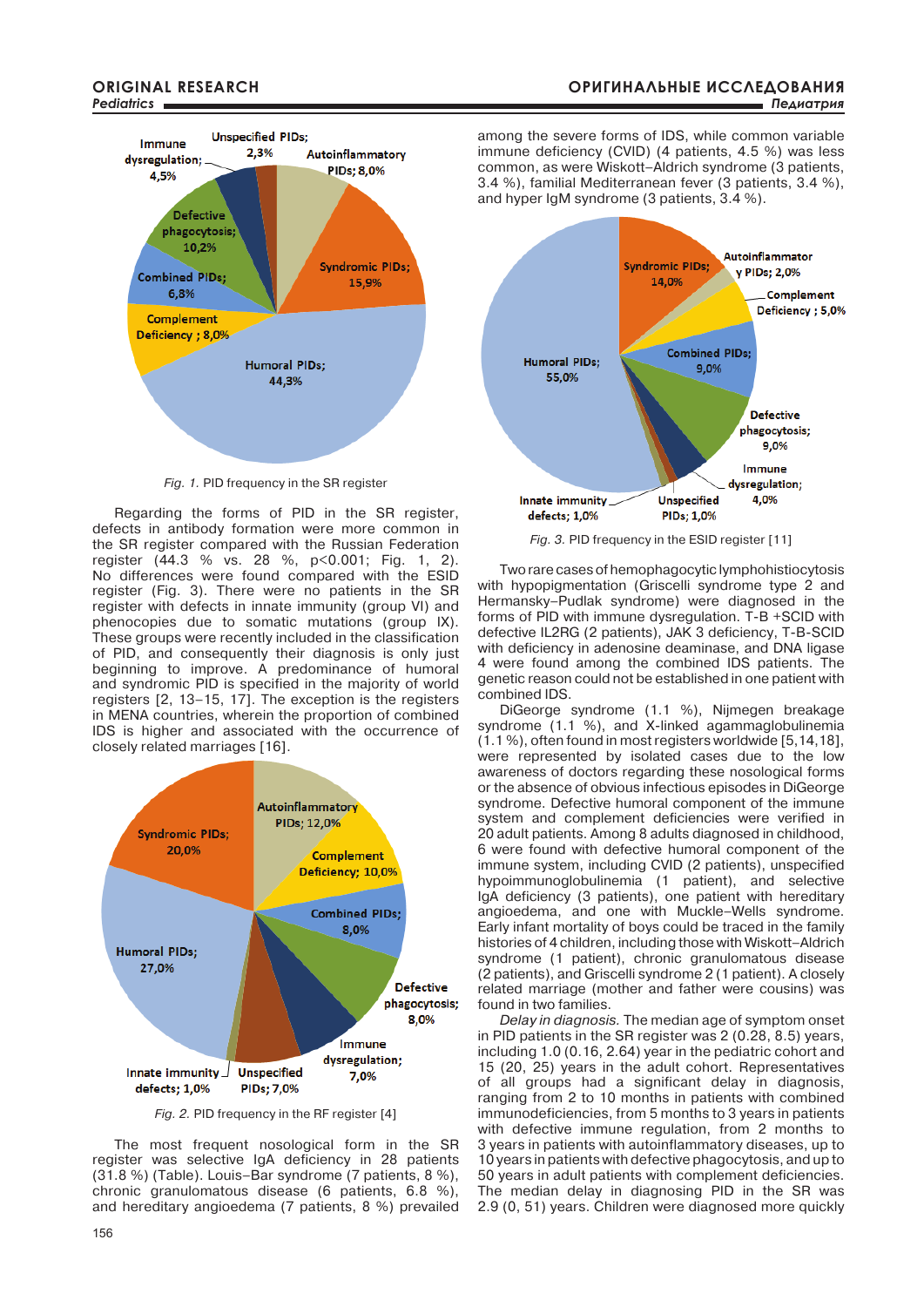Fig. 1. PID frequency in the SR register

Regarding the forms of PID in the SR register, defects in antibody formation were more common in the SR register compared with the Russian Federation register (44.3 % vs. 28 %, p<0.001; Fig. 1, 2). No differences were found compared with the ESID register (Fig. 3). There were no patients in the SR register with defects in innate immunity (group VI) and phenocopies due to somatic mutations (group IX). These groups were recently included in the classification of PID, and consequently their diagnosis is only just beginning to improve. A predominance of humoral and syndromic PID is specified in the majority of world registers [2, 13–15, 17]. The exception is the registers in MENA countries, wherein the proportion of combined IDS is higher and associated with the occurrence of closely related marriages [16].

Fig. 2. PID frequency in the RF register [4]

The most frequent nosological form in the SR register was selective IgA deficiency in 28 patients (31.8 %) (Table). Louis–Bar syndrome (7 patients, 8 %), chronic granulomatous disease (6 patients, 6.8 %), and hereditary angioedema (7 patients, 8 %) prevailed among the severe forms of IDS, while common variable immune deficiency (CVID) (4 patients, 4.5 %) was less common, as were Wiskott–Aldrich syndrome (3 patients, 3.4 %), familial Mediterranean fever (3 patients, 3.4 %), and hyper IgM syndrome (3 patients, 3.4 %).

Fig. 3. PID frequency in the ESID register [11]

Two rare cases of hemophagocytic lymphohistiocytosis with hypopigmentation (Griscelli syndrome type 2 and Hermansky–Pudlak syndrome) were diagnosed in the forms of PID with immune dysregulation. T-B +SCID with defective IL2RG (2 patients), JAK 3 deficiency, T-B-SCID with deficiency in adenosine deaminase, and DNA ligase 4 were found among the combined IDS patients. The genetic reason could not be established in one patient with combined IDS.

DiGeorge syndrome (1.1 %), Nijmegen breakage syndrome (1.1 %), and X-linked agammaglobulinemia (1.1 %), often found in most registers worldwide [5,14,18], were represented by isolated cases due to the low awareness of doctors regarding these nosological forms or the absence of obvious infectious episodes in DiGeorge syndrome. Defective humoral component of the immune system and complement deficiencies were verified in 20 adult patients. Among 8 adults diagnosed in childhood, 6 were found with defective humoral component of the immune system, including CVID (2 patients), unspecified hypoimmunoglobulinemia (1 patient), and selective IgA deficiency (3 patients), one patient with hereditary angioedema, and one with Muckle–Wells syndrome. Early infant mortality of boys could be traced in the family histories of 4 children, including those with Wiskott–Aldrich syndrome (1 patient), chronic granulomatous disease (2 patients), and Griscelli syndrome 2 (1 patient). A closely related marriage (mother and father were cousins) was found in two families.

*Delay in diagnosis.* The median age of symptom onset in PID patients in the SR register was 2 (0.28, 8.5) years, including 1.0 (0.16, 2.64) year in the pediatric cohort and 15 (20, 25) years in the adult cohort. Representatives of all groups had a significant delay in diagnosis, ranging from 2 to 10 months in patients with combined immunodeficiencies, from 5 months to 3 years in patients with defective immune regulation, from 2 months to 3 years in patients with autoinflammatory diseases, up to 10 years in patients with defective phagocytosis, and up to 50 years in adult patients with complement deficiencies. The median delay in diagnosing PID in the SR was 2.9 (0, 51) years. Children were diagnosed more quickly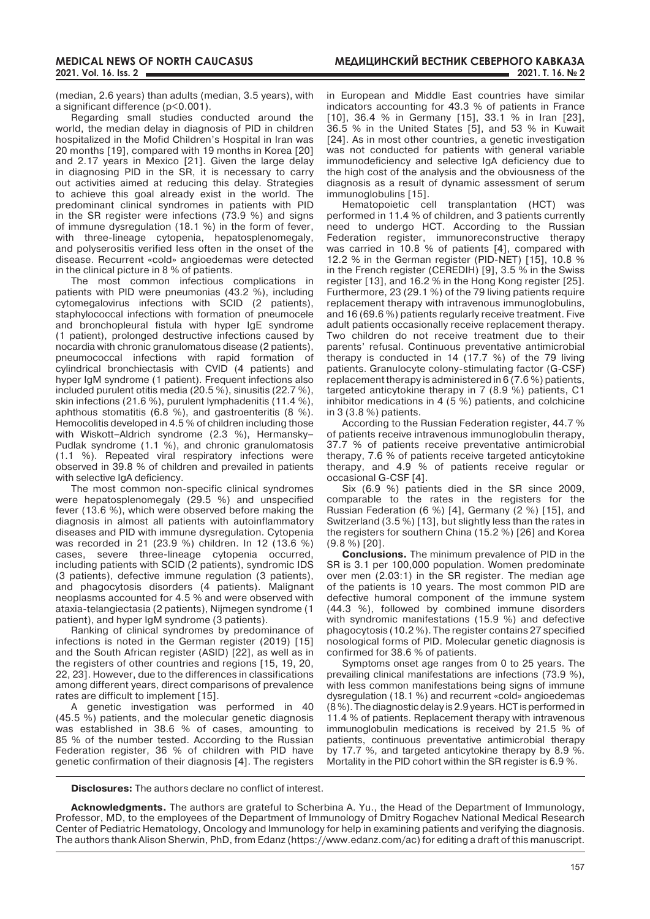(median, 2.6 years) than adults (median, 3.5 years), with a significant difference ($p<0.001$).

Regarding small studies conducted around the world, the median delay in diagnosis of PID in children hospitalized in the Mofid Children's Hospital in Iran was 20 months [19], compared with 19 months in Korea [20] and 2.17 years in Mexico [21]. Given the large delay in diagnosing PID in the SR, it is necessary to carry out activities aimed at reducing this delay. Strategies to achieve this goal already exist in the world. The predominant clinical syndromes in patients with PID in the SR register were infections (73.9 %) and signs of immune dysregulation (18.1 %) in the form of fever, with three-lineage cytopenia, hepatosplenomegaly, and polyserositis verified less often in the onset of the disease. Recurrent «cold» angioedemas were detected in the clinical picture in 8 % of patients.

The most common infectious complications in patients with PID were pneumonias (43.2 %), including cytomegalovirus infections with SCID (2 patients), staphylococcal infections with formation of pneumocele and bronchopleural fistula with hyper IgE syndrome (1 patient), prolonged destructive infections caused by nocardia with chronic granulomatous disease (2 patients), pneumococcal infections with rapid formation of cylindrical bronchiectasis with CVID (4 patients) and hyper IgM syndrome (1 patient). Frequent infections also included purulent otitis media (20.5 %), sinusitis (22.7 %), skin infections (21.6 %), purulent lymphadenitis (11.4 %), aphthous stomatitis (6.8 %), and gastroenteritis (8 %). Hemocolitis developed in 4.5 % of children including those with Wiskott–Aldrich syndrome (2.3 %), Hermansky–Pudlak syndrome (1.1 %), and chronic granulomatosis (1.1 %). Repeated viral respiratory infections were observed in 39.8 % of children and prevailed in patients with selective IgA deficiency.

The most common non-specific clinical syndromes were hepatosplenomegaly (29.5 %) and unspecified fever (13.6 %), which were observed before making the diagnosis in almost all patients with autoinflammatory diseases and PID with immune dysregulation. Cytopenia was recorded in 21 (23.9 %) children. In 12 (13.6 %) cases, severe three-lineage cytopenia occurred, including patients with SCID (2 patients), syndromic IDS (3 patients), defective immune regulation (3 patients), and phagocytosis disorders (4 patients). Malignant neoplasms accounted for 4.5 % and were observed with ataxia-telangiectasia (2 patients), Nijmegen syndrome (1 patient), and hyper IgM syndrome (3 patients).

Ranking of clinical syndromes by predominance of infections is noted in the German register (2019) [15] and the South African register (ASID) [22], as well as in the registers of other countries and regions [15, 19, 20, 22, 23]. However, due to the differences in classifications among different years, direct comparisons of prevalence rates are difficult to implement [15].

A genetic investigation was performed in 40 (45.5 %) patients, and the molecular genetic diagnosis was established in 38.6 % of cases, amounting to 85 % of the number tested. According to the Russian Federation register, 36 % of children with PID have genetic confirmation of their diagnosis [4]. The registers in European and Middle East countries have similar indicators accounting for 43.3 % of patients in France [10], 36.4 % in Germany [15], 33.1 % in Iran [23], 36.5 % in the United States [5], and 53 % in Kuwait [24]. As in most other countries, a genetic investigation was not conducted for patients with general variable immunodeficiency and selective IgA deficiency due to the high cost of the analysis and the obviousness of the diagnosis as a result of dynamic assessment of serum immunoglobulins [15].

Hematopoietic cell transplantation (HCT) was performed in 11.4 % of children, and 3 patients currently need to undergo HCT. According to the Russian Federation register, immunoreconstructive therapy was carried in 10.8 % of patients [4], compared with 12.2 % in the German register (PID-NET) [15], 10.8 % in the French register (CEREDIH) [9], 3.5 % in the Swiss register [13], and 16.2 % in the Hong Kong register [25]. Furthermore, 23 (29.1 %) of the 79 living patients require replacement therapy with intravenous immunoglobulins, and 16 (69.6 %) patients regularly receive treatment. Five adult patients occasionally receive replacement therapy. Two children do not receive treatment due to their parents' refusal. Continuous preventative antimicrobial therapy is conducted in 14 (17.7 %) of the 79 living patients. Granulocyte colony-stimulating factor (G-CSF) replacement therapy is administered in 6 (7.6 %) patients, targeted anticytokine therapy in 7 (8.9 %) patients, C1 inhibitor medications in 4 (5 %) patients, and colchicine in 3 (3.8 %) patients.

According to the Russian Federation register, 44.7 % of patients receive intravenous immunoglobulin therapy, 37.7 % of patients receive preventative antimicrobial therapy, 7.6 % of patients receive targeted anticytokine therapy, and 4.9 % of patients receive regular or occasional G-CSF [4].

Six (6.9 %) patients died in the SR since 2009, comparable to the rates in the registers for the Russian Federation (6 %) [4], Germany (2 %) [15], and Switzerland (3.5 %) [13], but slightly less than the rates in the registers for southern China (15.2 %) [26] and Korea (9.8 %) [20].

**Conclusions.** The minimum prevalence of PID in the SR is 3.1 per 100,000 population. Women predominate over men (2.03:1) in the SR register. The median age of the patients is 10 years. The most common PID are defective humoral component of the immune system (44.3 %), followed by combined immune disorders with syndromic manifestations (15.9 %) and defective phagocytosis (10.2 %). The register contains 27 specified nosological forms of PID. Molecular genetic diagnosis is confirmed for 38.6 % of patients.

Symptoms onset age ranges from 0 to 25 years. The prevailing clinical manifestations are infections (73.9 %), with less common manifestations being signs of immune dysregulation (18.1 %) and recurrent «cold» angioedemas (8 %). The diagnostic delay is 2.9 years. HCT is performed in 11.4 % of patients. Replacement therapy with intravenous immunoglobulin medications is received by 21.5 % of patients, continuous preventative antimicrobial therapy by 17.7 %, and targeted anticytokine therapy by 8.9 %. Mortality in the PID cohort within the SR register is 6.9 %.

**Disclosures:** The authors declare no conflict of interest.

**Acknowledgments.** The authors are grateful to Scherbina A. Yu., the Head of the Department of Immunology, Professor, MD, to the employees of the Department of Immunology of Dmitry Rogachev National Medical Research Center of Pediatric Hematology, Oncology and Immunology for help in examining patients and verifying the diagnosis. The authors thank Alison Sherwin, PhD, from Edanz (https://www.edanz.com/ac) for editing a draft of this manuscript.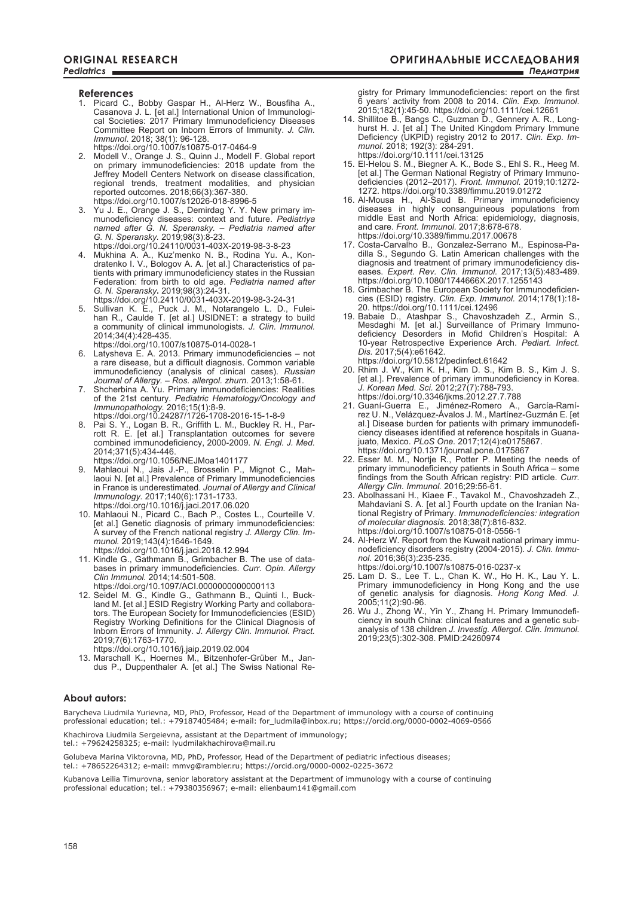## References

1. Picard C., Bobby Gaspar H., Al-Herz W., Bousfiha A., Casanova J. L. [et al.] International Union of Immunological Societies: 2017 Primary Immunodeficiency Diseases Committee Report on Inborn Errors of Immunity. *J. Clin. Immunol*. 2018; 38(1): 96-128. https://doi.org/10.1007/s10875-017-0464-9
2. Modell V., Orange J. S., Quinn J., Modell F. Global report on primary immunodeficiencies: 2018 update from the Jeffrey Modell Centers Network on disease classification, regional trends, treatment modalities, and physician reported outcomes. 2018;66(3):367-380. https://doi.org/10.1007/s12026-018-8996-5
3. Yu J. E., Orange J. S., Demirdag Y. Y. New primary immunodeficiency diseases: context and future. *Pediatriya named after G. N. Speransky. – Pediatria named after G. N. Speransky.* 2019;98(3):8-23. https://doi.org/10.24110/0031-403X-2019-98-3-8-23
4. Mukhina A. A., Kuz'menko N. B., Rodina Yu. A., Kondratenko I. V., Bologov A. A. [et al.] Characteristics of patients with primary immunodeficiency states in the Russian Federation: from birth to old age. *Pediatria named after G. N. Speransky***.** 2019;98(3):24-31. https://doi.org/10.24110/0031-403X-2019-98-3-24-31
5. Sullivan K. E., Puck J. M., Notarangelo L. D., Fuleihan R., Caulde T. [et al.] USIDNET: a strategy to build a community of clinical immunologists. *J. Clin. Immunol.* 2014;34(4):428-435. https://doi.org/10.1007/s10875-014-0028-1
6. Latysheva E. A. 2013. Primary immunodeficiencies – not a rare disease, but a difficult diagnosis. Common variable immunodeficiency (analysis of clinical cases). *Russian Journal of Allergy. – Ros. allergol. zhurn.* 2013;1:58-61.
7. Shcherbina A. Yu. Primary immunodeficiencies: Realities of the 21st century. *Pediatric Hematology/Oncology and Immunopathology.* 2016;15(1):8-9. https://doi.org/10.24287/1726-1708-2016-15-1-8-9
8. Pai S. Y., Logan B. R., Griffith L. M., Buckley R. H., Parrott R. E. [et al.] Transplantation outcomes for severe combined immunodeficiency, 2000-2009. *N. Engl. J. Med.* 2014;371(5):434-446. https://doi.org/10.1056/NEJMoa1401177
9. Mahlaoui N., Jais J.-P., Brosselin P., Mignot C., Mahlaoui N. [et al.] Prevalence of Primary Immunodeficiencies in France is underestimated. *Journal of Allergy and Clinical Immunology.* 2017;140(6):1731-1733. https://doi.org/10.1016/j.jaci.2017.06.020
10. Mahlaoui N., Picard C., Bach P., Costes L., Courteille V. [et al.] Genetic diagnosis of primary immunodeficiencies: A survey of the French national registry *J. Allergy Clin. Immunol.* 2019;143(4):1646-1649. https://doi.org/10.1016/j.jaci.2018.12.994
11. Kindle G., Gathmann B., Grimbacher B. The use of databases in primary immunodeficiencies. *Curr. Opin. Allergy Clin Immunol.* 2014;14:501-508. https://doi.org/10.1097/ACI.0000000000000113
12. Seidel M. G., Kindle G., Gathmann B., Quinti I., Buckland M. [et al.] ESID Registry Working Party and collaborators. The European Society for Immunodeficiencies (ESID) Registry Working Definitions for the Clinical Diagnosis of Inborn Errors of Immunity. *J. Allergy Clin. Immunol. Pract.* 2019;7(6):1763-1770. https://doi.org/10.1016/j.jaip.2019.02.004
13. Marschall K., Hoernes M., Bitzenhofer-Grüber M., Jandus P., Duppenthaler A. [et al.] The Swiss National Registry for Primary Immunodeficiencies: report on the first 6 years' activity from 2008 to 2014. *Clin. Exp. Immunol.* 2015;182(1):45-50. https://doi.org/10.1111/cei.12661
14. Shillitoe B., Bangs C., Guzman D., Gennery A. R., Longhurst H. J. [et al.] The United Kingdom Primary Immune Deficiency (UKPID) registry 2012 to 2017. *Clin. Exp. Immunol.* 2018; 192(3): 284-291. https://doi.org/10.1111/cei.13125
15. El-Helou S. M., Biegner A. K., Bode S., Ehl S. R., Heeg M. [et al.] The German National Registry of Primary Immunodeficiencies (2012–2017). *Front. Immunol.* 2019;10:1272-1272. https://doi.org/10.3389/fimmu.2019.01272
16. Al-Mousa H., Al-Saud B. Primary immunodeficiency diseases in highly consanguineous populations from middle East and North Africa: epidemiology, diagnosis, and care. *Front. Immunol.* 2017;8:678-678. https://doi.org/10.3389/fimmu.2017.00678
17. Costa-Carvalho B., Gonzalez-Serrano M., Espinosa-Padilla S., Segundo G. Latin American challenges with the diagnosis and treatment of primary immunodeficiency diseases. *Expert. Rev. Clin. Immunol.* 2017;13(5):483-489. https://doi.org/10.1080/1744666X.2017.1255143
18. Grimbacher B. The European Society for Immunodeficiencies (ESID) registry. *Clin. Exp. Immunol.* 2014;178(1):18-20. https://doi.org/10.1111/cei.12496
19. Babaie D., Atashpar S., Chavoshzadeh Z., Armin S., Mesdaghi M. [et al.] Surveillance of Primary Immunodeficiency Desorders in Mofid Children's Hospital: A 10-year Retrospective Experience Arch. *Pediart. Infect. Dis.* 2017;5(4):e61642. https://doi.org/10.5812/pedinfect.61642
20. Rhim J. W., Kim K. H., Kim D. S., Kim B. S., Kim J. S. [et al.]. Prevalence of primary immunodeficiency in Korea. *J. Korean Med. Sci.* 2012;27(7):788-793. https://doi.org/10.3346/jkms.2012.27.7.788
21. Guaní-Guerra E., Jiménez-Romero A., García-Ramírez U. N., Velázquez-Ávalos J. M., Martínez-Guzmán E. [et al.] Disease burden for patients with primary immunodeficiency diseases identified at reference hospitals in Guanajuato, Mexico. *PLoS One.* 2017;12(4):e0175867. https://doi.org/10.1371/journal.pone.0175867
22. Esser M. M., Nortje R., Potter P. Meeting the needs of primary immunodeficiency patients in South Africa – some findings from the South African registry: PID article. *Curr. Allergy Clin. Immunol.* 2016;29:56-61.
23. Abolhassani H., Kiaee F., Tavakol M., Chavoshzadeh Z., Mahdaviani S. A. [et al.] Fourth update on the Iranian National Registry of Primary. *Immunodeficiencies: integration of molecular diagnosis.* 2018;38(7):816-832. https://doi.org/10.1007/s10875-018-0556-1
24. Al-Herz W. Report from the Kuwait national primary immunodeficiency disorders registry (2004-2015). *J. Clin. Immunol.* 2016;36(3):235-235. https://doi.org/10.1007/s10875-016-0237-x
25. Lam D. S., Lee T. L., Chan K. W., Ho H. K., Lau Y. L. Primary immunodeficiency in Hong Kong and the use of genetic analysis for diagnosis. *Hong Kong Med. J.* 2005;11(2):90-96.
26. Wu J., Zhong W., Yin Y., Zhang H. Primary Immunodeficiency in south China: clinical features and a genetic subanalysis of 138 children *J. Investig. Allergol. Clin. Immunol.* 2019;23(5):302-308. PMID:24260974

## About autors:

Barycheva Liudmila Yurievna, MD, PhD, Professor, Head of the Department of immunology with a course of continuing professional education; tel.: +79187405484; e-mail: for_ludmila@inbox.ru; https://orcid.org/0000-0002-4069-0566

Khachirova Liudmila Sergeievna, assistant at the Department of immunology; tel.: +79624258325; e-mail: lyudmilakhachirova@mail.ru

Golubeva Marina Viktorovna, MD, PhD, Professor, Head of the Department of pediatric infectious diseases; tel.: +78652264312; e-mail: mmvg@rambler.ru; https://orcid.org/0000-0002-0225-3672

Kubanova Leilia Timurovna, senior laboratory assistant at the Department of immunology with a course of continuing professional education; tel.: +79380356967; e-mail: elienbaum141@gmail.com